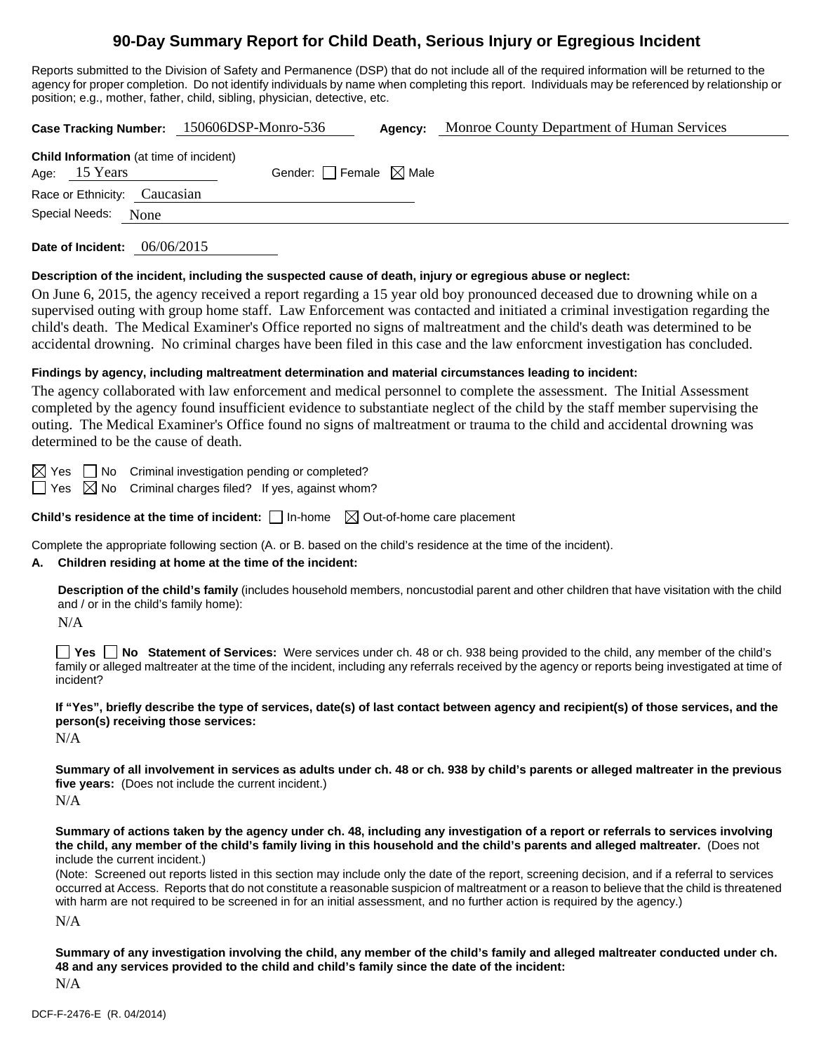# 90-Day Summary Report for Child Death, Serious Injury or Egregious Incident

Reports submitted to the Division of Safety and Permanence (DSP) that do not include all of the required information will be returned to the agency for proper completion. Do not identify individuals by name when completing this report. Individuals may be referenced by relationship or position; e.g., mother, father, child, sibling, physician, detective, etc.

**Case Tracking Number:** 150606DSP-Monro-536 **Agency:** Monroe County Department of Human Services

**Child Information** (at time of incident)
Age: 15 Years Gender: ☐ Female ☒ Male
Race or Ethnicity: Caucasian
Special Needs: None

**Date of Incident:** 06/06/2015

**Description of the incident, including the suspected cause of death, injury or egregious abuse or neglect:**

On June 6, 2015, the agency received a report regarding a 15 year old boy pronounced deceased due to drowning while on a supervised outing with group home staff. Law Enforcement was contacted and initiated a criminal investigation regarding the child's death. The Medical Examiner's Office reported no signs of maltreatment and the child's death was determined to be accidental drowning. No criminal charges have been filed in this case and the law enforcment investigation has concluded.

**Findings by agency, including maltreatment determination and material circumstances leading to incident:**

The agency collaborated with law enforcement and medical personnel to complete the assessment. The Initial Assessment completed by the agency found insufficient evidence to substantiate neglect of the child by the staff member supervising the outing. The Medical Examiner's Office found no signs of maltreatment or trauma to the child and accidental drowning was determined to be the cause of death.

☒ Yes ☐ No Criminal investigation pending or completed?
☐ Yes ☒ No Criminal charges filed? If yes, against whom?

**Child's residence at the time of incident:** ☐ In-home ☒ Out-of-home care placement

Complete the appropriate following section (A. or B. based on the child's residence at the time of the incident).

**A. Children residing at home at the time of the incident:**

**Description of the child's family** (includes household members, noncustodial parent and other children that have visitation with the child and / or in the child's family home):

N/A

☐ **Yes** ☐ **No Statement of Services:** Were services under ch. 48 or ch. 938 being provided to the child, any member of the child's family or alleged maltreater at the time of the incident, including any referrals received by the agency or reports being investigated at time of incident?

**If "Yes", briefly describe the type of services, date(s) of last contact between agency and recipient(s) of those services, and the person(s) receiving those services:**

N/A

**Summary of all involvement in services as adults under ch. 48 or ch. 938 by child's parents or alleged maltreater in the previous five years:** (Does not include the current incident.)

N/A

**Summary of actions taken by the agency under ch. 48, including any investigation of a report or referrals to services involving the child, any member of the child's family living in this household and the child's parents and alleged maltreater.** (Does not include the current incident.)

(Note: Screened out reports listed in this section may include only the date of the report, screening decision, and if a referral to services occurred at Access. Reports that do not constitute a reasonable suspicion of maltreatment or a reason to believe that the child is threatened with harm are not required to be screened in for an initial assessment, and no further action is required by the agency.)

N/A

**Summary of any investigation involving the child, any member of the child's family and alleged maltreater conducted under ch. 48 and any services provided to the child and child's family since the date of the incident:**

N/A

DCF-F-2476-E (R. 04/2014)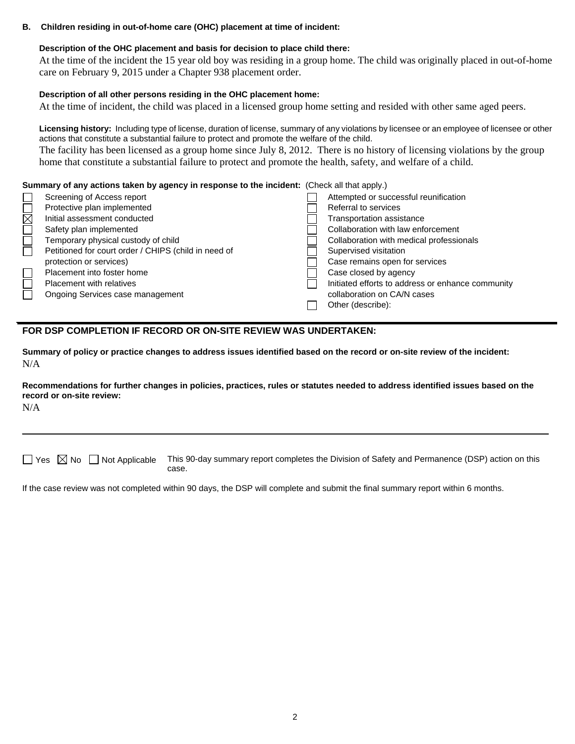**B. Children residing in out-of-home care (OHC) placement at time of incident:**

**Description of the OHC placement and basis for decision to place child there:**

At the time of the incident the 15 year old boy was residing in a group home. The child was originally placed in out-of-home care on February 9, 2015 under a Chapter 938 placement order.

**Description of all other persons residing in the OHC placement home:**

At the time of incident, the child was placed in a licensed group home setting and resided with other same aged peers.

**Licensing history:** Including type of license, duration of license, summary of any violations by licensee or an employee of licensee or other actions that constitute a substantial failure to protect and promote the welfare of the child.

The facility has been licensed as a group home since July 8, 2012. There is no history of licensing violations by the group home that constitute a substantial failure to protect and promote the health, safety, and welfare of a child.

**Summary of any actions taken by agency in response to the incident:** (Check all that apply.)

- ☐ Screening of Access report
- ☐ Protective plan implemented
- ☒ Initial assessment conducted
- ☐ Safety plan implemented
- ☐ Temporary physical custody of child
- ☐ Petitioned for court order / CHIPS (child in need of protection or services)
- ☐ Placement into foster home
- ☐ Placement with relatives
- ☐ Ongoing Services case management
- ☐ Attempted or successful reunification
- ☐ Referral to services
- ☐ Transportation assistance
- ☐ Collaboration with law enforcement
- ☐ Collaboration with medical professionals
- ☐ Supervised visitation
- ☐ Case remains open for services
- ☐ Case closed by agency
- ☐ Initiated efforts to address or enhance community collaboration on CA/N cases
- ☐ Other (describe):

## FOR DSP COMPLETION IF RECORD OR ON-SITE REVIEW WAS UNDERTAKEN:

**Summary of policy or practice changes to address issues identified based on the record or on-site review of the incident:**

N/A

**Recommendations for further changes in policies, practices, rules or statutes needed to address identified issues based on the record or on-site review:**

N/A

---

☐ Yes ☒ No ☐ Not Applicable This 90-day summary report completes the Division of Safety and Permanence (DSP) action on this case.

If the case review was not completed within 90 days, the DSP will complete and submit the final summary report within 6 months.